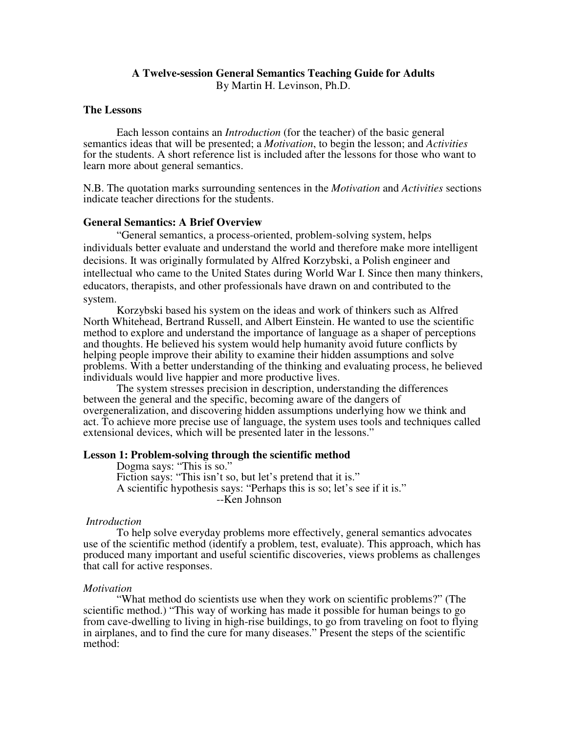# A Twelve-session General Semantics Teaching Guide for Adults

By Martin H. Levinson, Ph.D.

## The Lessons

Each lesson contains an *Introduction* (for the teacher) of the basic general semantics ideas that will be presented; a *Motivation*, to begin the lesson; and *Activities* for the students. A short reference list is included after the lessons for those who want to learn more about general semantics.

N.B. The quotation marks surrounding sentences in the *Motivation* and *Activities* sections indicate teacher directions for the students.

## General Semantics: A Brief Overview

"General semantics, a process-oriented, problem-solving system, helps individuals better evaluate and understand the world and therefore make more intelligent decisions. It was originally formulated by Alfred Korzybski, a Polish engineer and intellectual who came to the United States during World War I. Since then many thinkers, educators, therapists, and other professionals have drawn on and contributed to the system.

Korzybski based his system on the ideas and work of thinkers such as Alfred North Whitehead, Bertrand Russell, and Albert Einstein. He wanted to use the scientific method to explore and understand the importance of language as a shaper of perceptions and thoughts. He believed his system would help humanity avoid future conflicts by helping people improve their ability to examine their hidden assumptions and solve problems. With a better understanding of the thinking and evaluating process, he believed individuals would live happier and more productive lives.

The system stresses precision in description, understanding the differences between the general and the specific, becoming aware of the dangers of overgeneralization, and discovering hidden assumptions underlying how we think and act. To achieve more precise use of language, the system uses tools and techniques called extensional devices, which will be presented later in the lessons."

## Lesson 1: Problem-solving through the scientific method

Dogma says: "This is so."
Fiction says: "This isn't so, but let's pretend that it is."
A scientific hypothesis says: "Perhaps this is so; let's see if it is."
--Ken Johnson

*Introduction*

To help solve everyday problems more effectively, general semantics advocates use of the scientific method (identify a problem, test, evaluate). This approach, which has produced many important and useful scientific discoveries, views problems as challenges that call for active responses.

*Motivation*

"What method do scientists use when they work on scientific problems?" (The scientific method.) "This way of working has made it possible for human beings to go from cave-dwelling to living in high-rise buildings, to go from traveling on foot to flying in airplanes, and to find the cure for many diseases." Present the steps of the scientific method: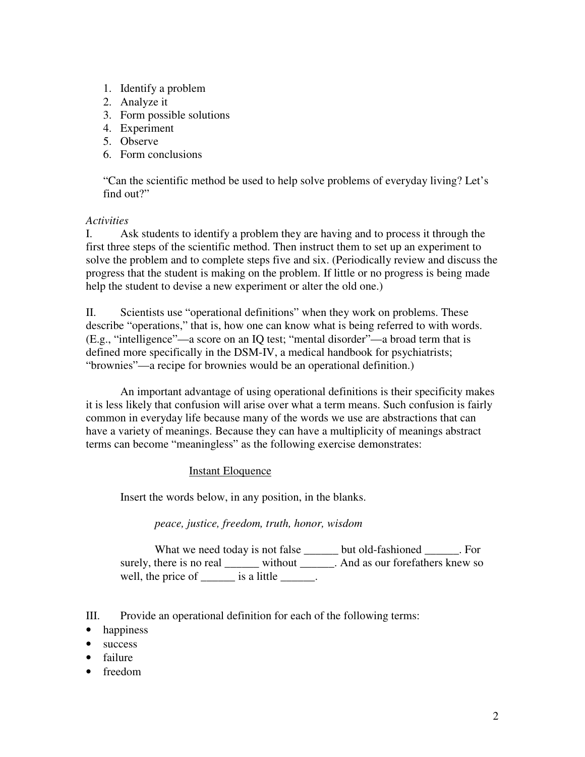1. Identify a problem
2. Analyze it
3. Form possible solutions
4. Experiment
5. Observe
6. Form conclusions

"Can the scientific method be used to help solve problems of everyday living? Let's find out?"

*Activities*

I. Ask students to identify a problem they are having and to process it through the first three steps of the scientific method. Then instruct them to set up an experiment to solve the problem and to complete steps five and six. (Periodically review and discuss the progress that the student is making on the problem. If little or no progress is being made help the student to devise a new experiment or alter the old one.)

II. Scientists use "operational definitions" when they work on problems. These describe "operations," that is, how one can know what is being referred to with words. (E.g., "intelligence"—a score on an IQ test; "mental disorder"—a broad term that is defined more specifically in the DSM-IV, a medical handbook for psychiatrists; "brownies"—a recipe for brownies would be an operational definition.)

An important advantage of using operational definitions is their specificity makes it is less likely that confusion will arise over what a term means. Such confusion is fairly common in everyday life because many of the words we use are abstractions that can have a variety of meanings. Because they can have a multiplicity of meanings abstract terms can become "meaningless" as the following exercise demonstrates:

<u>Instant Eloquence</u>

Insert the words below, in any position, in the blanks.

*peace, justice, freedom, truth, honor, wisdom*

What we need today is not false ______ but old-fashioned ______. For surely, there is no real ______ without ______. And as our forefathers knew so well, the price of ______ is a little ______.

III. Provide an operational definition for each of the following terms:

- happiness
- success
- failure
- freedom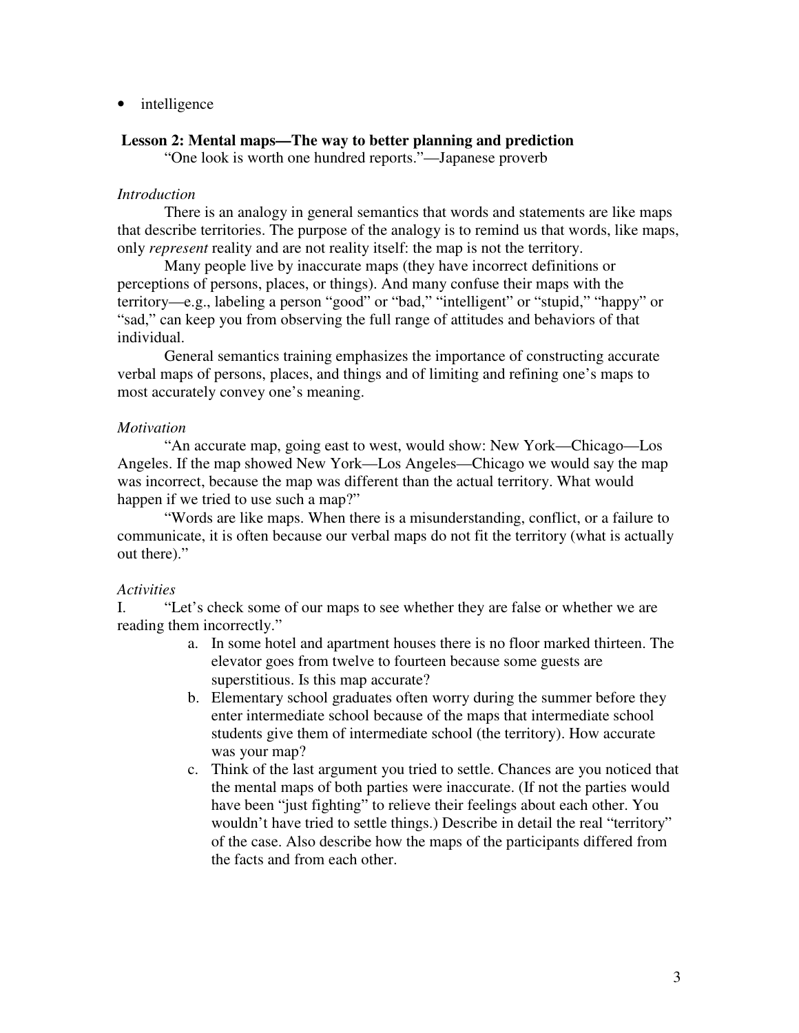- intelligence

### Lesson 2: Mental maps—The way to better planning and prediction

"One look is worth one hundred reports."—Japanese proverb

*Introduction*

There is an analogy in general semantics that words and statements are like maps that describe territories. The purpose of the analogy is to remind us that words, like maps, only *represent* reality and are not reality itself: the map is not the territory.

Many people live by inaccurate maps (they have incorrect definitions or perceptions of persons, places, or things). And many confuse their maps with the territory—e.g., labeling a person "good" or "bad," "intelligent" or "stupid," "happy" or "sad," can keep you from observing the full range of attitudes and behaviors of that individual.

General semantics training emphasizes the importance of constructing accurate verbal maps of persons, places, and things and of limiting and refining one's maps to most accurately convey one's meaning.

*Motivation*

"An accurate map, going east to west, would show: New York—Chicago—Los Angeles. If the map showed New York—Los Angeles—Chicago we would say the map was incorrect, because the map was different than the actual territory. What would happen if we tried to use such a map?"

"Words are like maps. When there is a misunderstanding, conflict, or a failure to communicate, it is often because our verbal maps do not fit the territory (what is actually out there)."

*Activities*

I. "Let's check some of our maps to see whether they are false or whether we are reading them incorrectly."

a. In some hotel and apartment houses there is no floor marked thirteen. The elevator goes from twelve to fourteen because some guests are superstitious. Is this map accurate?
b. Elementary school graduates often worry during the summer before they enter intermediate school because of the maps that intermediate school students give them of intermediate school (the territory). How accurate was your map?
c. Think of the last argument you tried to settle. Chances are you noticed that the mental maps of both parties were inaccurate. (If not the parties would have been "just fighting" to relieve their feelings about each other. You wouldn't have tried to settle things.) Describe in detail the real "territory" of the case. Also describe how the maps of the participants differed from the facts and from each other.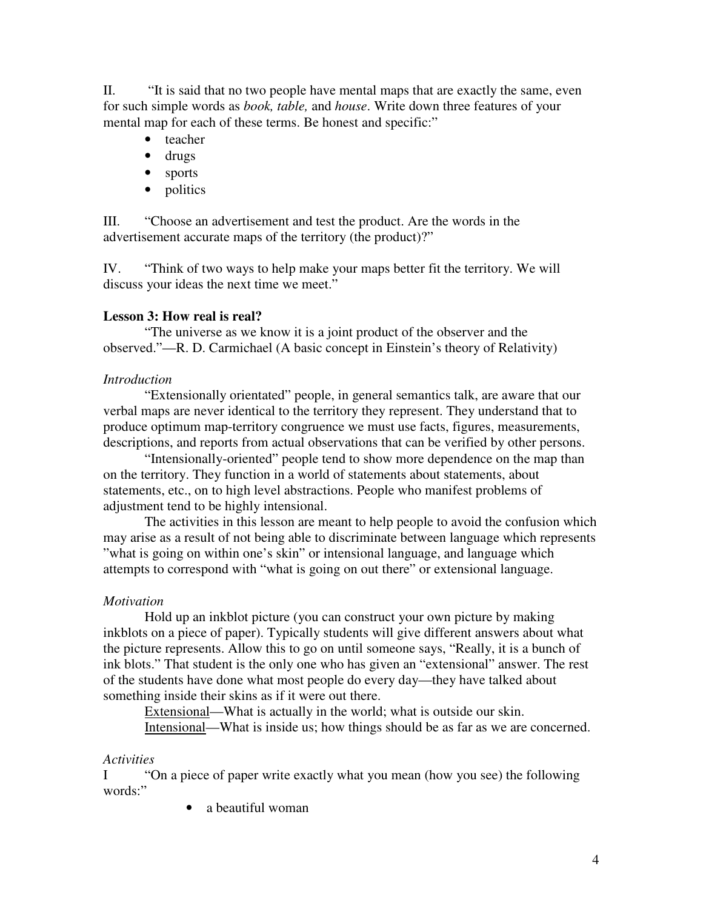II. "It is said that no two people have mental maps that are exactly the same, even for such simple words as *book, table,* and *house*. Write down three features of your mental map for each of these terms. Be honest and specific:"

- teacher
- drugs
- sports
- politics

III. "Choose an advertisement and test the product. Are the words in the advertisement accurate maps of the territory (the product)?"

IV. "Think of two ways to help make your maps better fit the territory. We will discuss your ideas the next time we meet."

### Lesson 3: How real is real?

"The universe as we know it is a joint product of the observer and the observed."—R. D. Carmichael (A basic concept in Einstein's theory of Relativity)

*Introduction*

"Extensionally orientated" people, in general semantics talk, are aware that our verbal maps are never identical to the territory they represent. They understand that to produce optimum map-territory congruence we must use facts, figures, measurements, descriptions, and reports from actual observations that can be verified by other persons.

"Intensionally-oriented" people tend to show more dependence on the map than on the territory. They function in a world of statements about statements, about statements, etc., on to high level abstractions. People who manifest problems of adjustment tend to be highly intensional.

The activities in this lesson are meant to help people to avoid the confusion which may arise as a result of not being able to discriminate between language which represents "what is going on within one's skin" or intensional language, and language which attempts to correspond with "what is going on out there" or extensional language.

*Motivation*

Hold up an inkblot picture (you can construct your own picture by making inkblots on a piece of paper). Typically students will give different answers about what the picture represents. Allow this to go on until someone says, "Really, it is a bunch of ink blots." That student is the only one who has given an "extensional" answer. The rest of the students have done what most people do every day—they have talked about something inside their skins as if it were out there.

<u>Extensional</u>—What is actually in the world; what is outside our skin.

<u>Intensional</u>—What is inside us; how things should be as far as we are concerned.

*Activities*

I "On a piece of paper write exactly what you mean (how you see) the following words:"

- a beautiful woman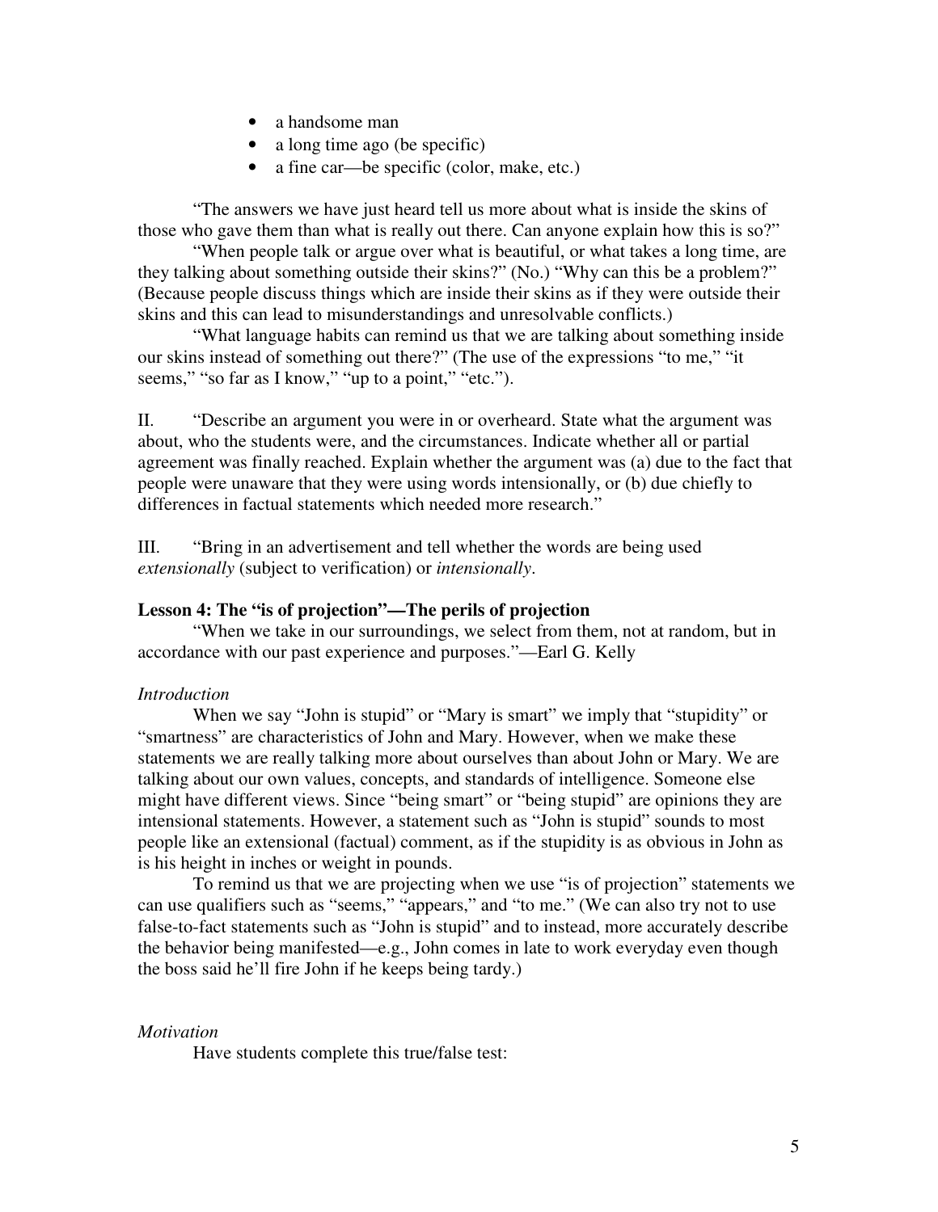- a handsome man
- a long time ago (be specific)
- a fine car—be specific (color, make, etc.)

"The answers we have just heard tell us more about what is inside the skins of those who gave them than what is really out there. Can anyone explain how this is so?"

"When people talk or argue over what is beautiful, or what takes a long time, are they talking about something outside their skins?" (No.) "Why can this be a problem?" (Because people discuss things which are inside their skins as if they were outside their skins and this can lead to misunderstandings and unresolvable conflicts.)

"What language habits can remind us that we are talking about something inside our skins instead of something out there?" (The use of the expressions "to me," "it seems," "so far as I know," "up to a point," "etc.").

II. "Describe an argument you were in or overheard. State what the argument was about, who the students were, and the circumstances. Indicate whether all or partial agreement was finally reached. Explain whether the argument was (a) due to the fact that people were unaware that they were using words intensionally, or (b) due chiefly to differences in factual statements which needed more research."

III. "Bring in an advertisement and tell whether the words are being used *extensionally* (subject to verification) or *intensionally*.

**Lesson 4: The "is of projection"—The perils of projection**

"When we take in our surroundings, we select from them, not at random, but in accordance with our past experience and purposes."—Earl G. Kelly

*Introduction*

When we say "John is stupid" or "Mary is smart" we imply that "stupidity" or "smartness" are characteristics of John and Mary. However, when we make these statements we are really talking more about ourselves than about John or Mary. We are talking about our own values, concepts, and standards of intelligence. Someone else might have different views. Since "being smart" or "being stupid" are opinions they are intensional statements. However, a statement such as "John is stupid" sounds to most people like an extensional (factual) comment, as if the stupidity is as obvious in John as is his height in inches or weight in pounds.

To remind us that we are projecting when we use "is of projection" statements we can use qualifiers such as "seems," "appears," and "to me." (We can also try not to use false-to-fact statements such as "John is stupid" and to instead, more accurately describe the behavior being manifested—e.g., John comes in late to work everyday even though the boss said he'll fire John if he keeps being tardy.)

*Motivation*

Have students complete this true/false test: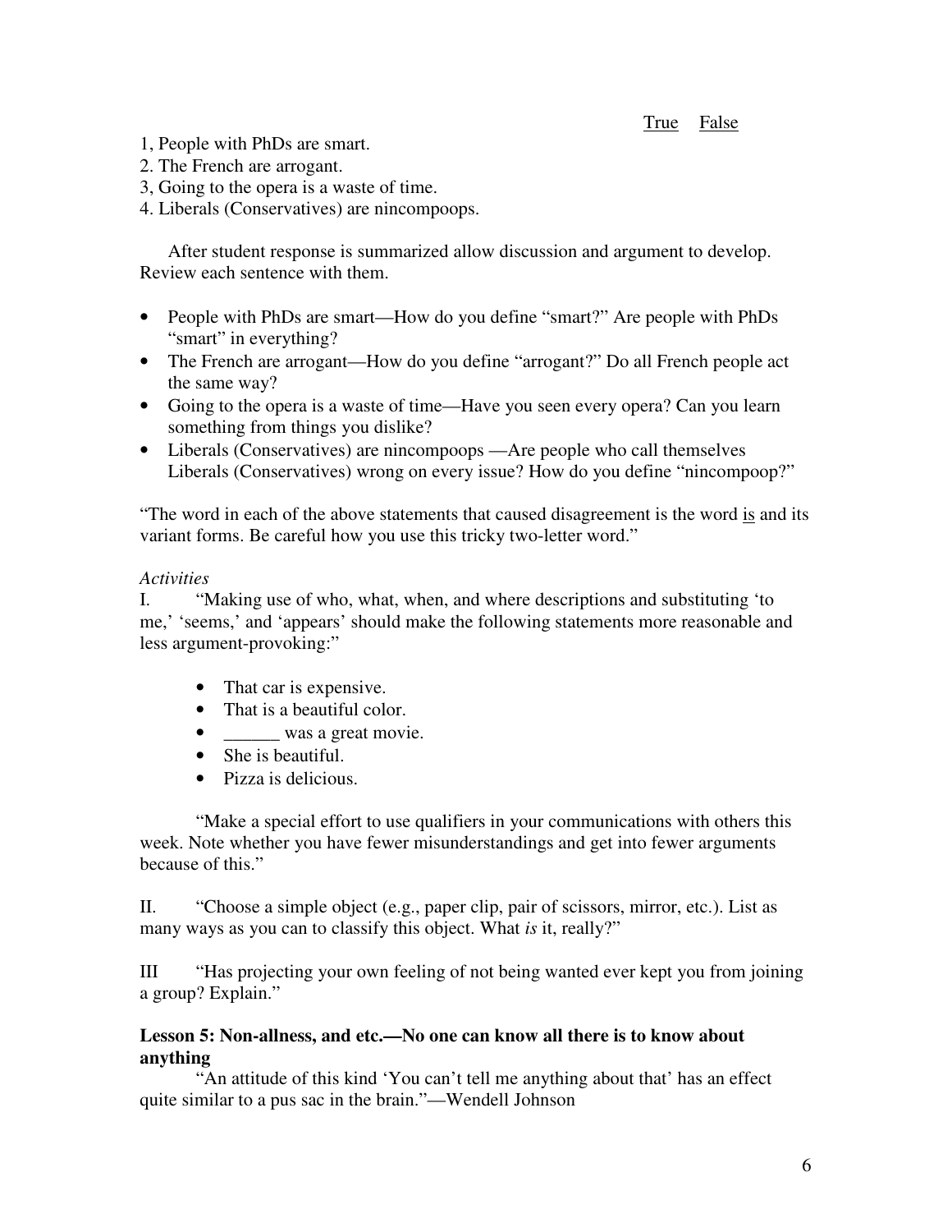True False

1, People with PhDs are smart.
2. The French are arrogant.
3, Going to the opera is a waste of time.
4. Liberals (Conservatives) are nincompoops.

After student response is summarized allow discussion and argument to develop. Review each sentence with them.

- People with PhDs are smart—How do you define "smart?" Are people with PhDs "smart" in everything?
- The French are arrogant—How do you define "arrogant?" Do all French people act the same way?
- Going to the opera is a waste of time—Have you seen every opera? Can you learn something from things you dislike?
- Liberals (Conservatives) are nincompoops —Are people who call themselves Liberals (Conservatives) wrong on every issue? How do you define "nincompoop?"

"The word in each of the above statements that caused disagreement is the word is and its variant forms. Be careful how you use this tricky two-letter word."

*Activities*

I. "Making use of who, what, when, and where descriptions and substituting 'to me,' 'seems,' and 'appears' should make the following statements more reasonable and less argument-provoking:"

- That car is expensive.
- That is a beautiful color.
- ______ was a great movie.
- She is beautiful.
- Pizza is delicious.

"Make a special effort to use qualifiers in your communications with others this week. Note whether you have fewer misunderstandings and get into fewer arguments because of this."

II. "Choose a simple object (e.g., paper clip, pair of scissors, mirror, etc.). List as many ways as you can to classify this object. What *is* it, really?"

III "Has projecting your own feeling of not being wanted ever kept you from joining a group? Explain."

**Lesson 5: Non-allness, and etc.—No one can know all there is to know about anything**

"An attitude of this kind 'You can't tell me anything about that' has an effect quite similar to a pus sac in the brain."—Wendell Johnson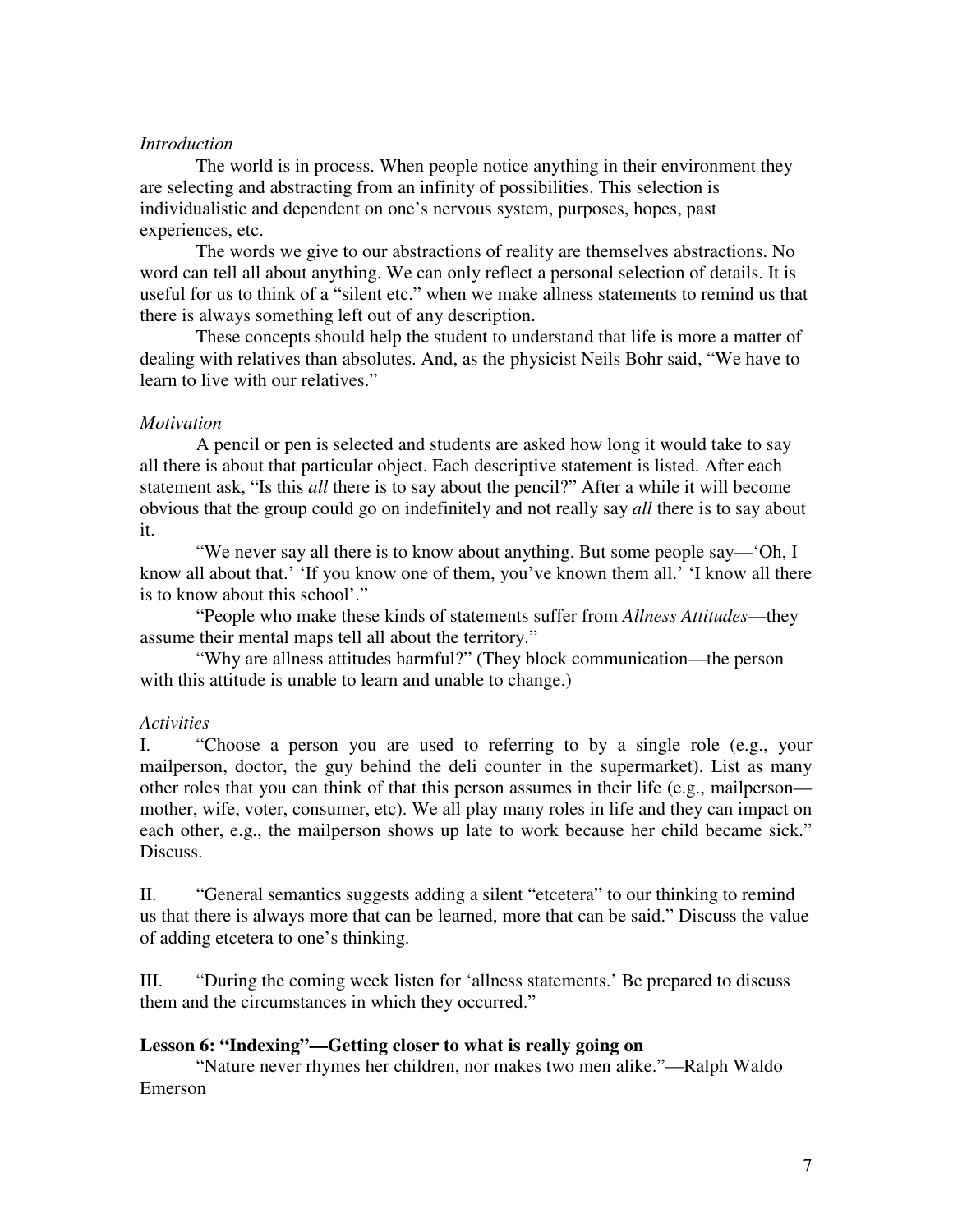*Introduction*

The world is in process. When people notice anything in their environment they are selecting and abstracting from an infinity of possibilities. This selection is individualistic and dependent on one's nervous system, purposes, hopes, past experiences, etc.

The words we give to our abstractions of reality are themselves abstractions. No word can tell all about anything. We can only reflect a personal selection of details. It is useful for us to think of a "silent etc." when we make allness statements to remind us that there is always something left out of any description.

These concepts should help the student to understand that life is more a matter of dealing with relatives than absolutes. And, as the physicist Neils Bohr said, "We have to learn to live with our relatives."

*Motivation*

A pencil or pen is selected and students are asked how long it would take to say all there is about that particular object. Each descriptive statement is listed. After each statement ask, "Is this *all* there is to say about the pencil?" After a while it will become obvious that the group could go on indefinitely and not really say *all* there is to say about it.

"We never say all there is to know about anything. But some people say—'Oh, I know all about that.' 'If you know one of them, you've known them all.' 'I know all there is to know about this school'."

"People who make these kinds of statements suffer from *Allness Attitudes*—they assume their mental maps tell all about the territory."

"Why are allness attitudes harmful?" (They block communication—the person with this attitude is unable to learn and unable to change.)

*Activities*

I. "Choose a person you are used to referring to by a single role (e.g., your mailperson, doctor, the guy behind the deli counter in the supermarket). List as many other roles that you can think of that this person assumes in their life (e.g., mailperson—mother, wife, voter, consumer, etc). We all play many roles in life and they can impact on each other, e.g., the mailperson shows up late to work because her child became sick." Discuss.

II. "General semantics suggests adding a silent "etcetera" to our thinking to remind us that there is always more that can be learned, more that can be said." Discuss the value of adding etcetera to one's thinking.

III. "During the coming week listen for 'allness statements.' Be prepared to discuss them and the circumstances in which they occurred."

**Lesson 6: "Indexing"—Getting closer to what is really going on**

"Nature never rhymes her children, nor makes two men alike."—Ralph Waldo Emerson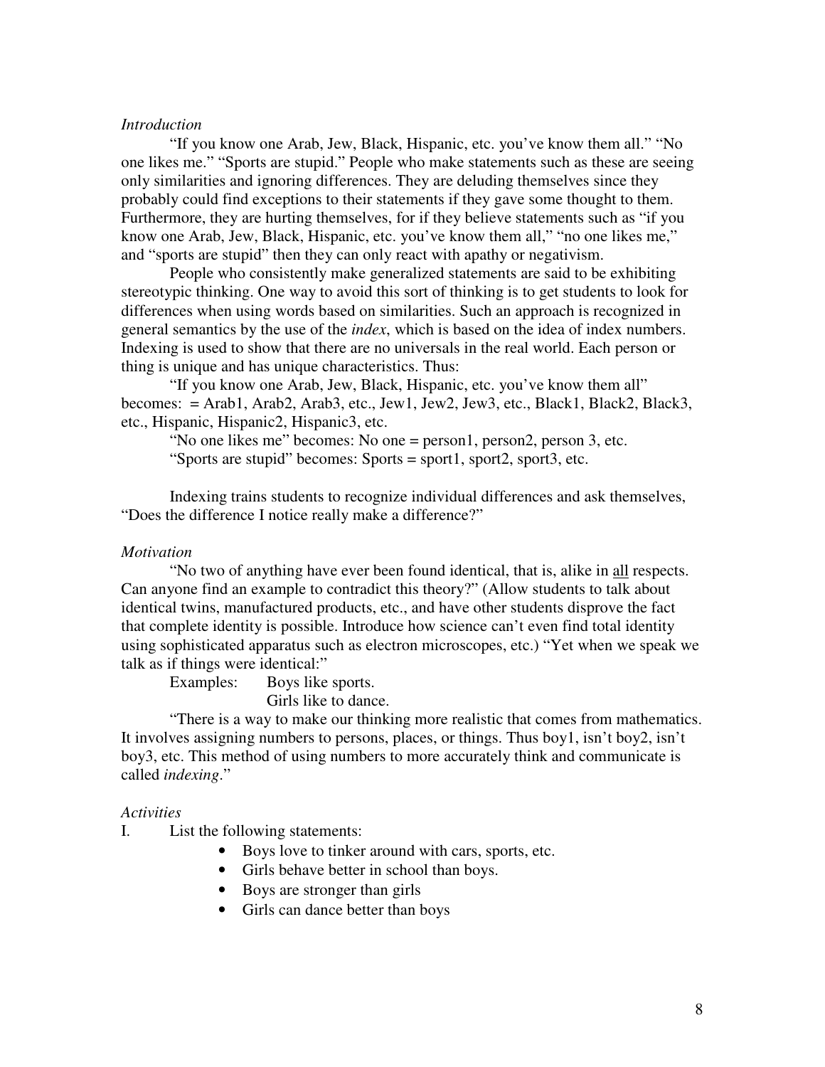*Introduction*

"If you know one Arab, Jew, Black, Hispanic, etc. you've know them all." "No one likes me." "Sports are stupid." People who make statements such as these are seeing only similarities and ignoring differences. They are deluding themselves since they probably could find exceptions to their statements if they gave some thought to them. Furthermore, they are hurting themselves, for if they believe statements such as "if you know one Arab, Jew, Black, Hispanic, etc. you've know them all," "no one likes me," and "sports are stupid" then they can only react with apathy or negativism.

People who consistently make generalized statements are said to be exhibiting stereotypic thinking. One way to avoid this sort of thinking is to get students to look for differences when using words based on similarities. Such an approach is recognized in general semantics by the use of the *index*, which is based on the idea of index numbers. Indexing is used to show that there are no universals in the real world. Each person or thing is unique and has unique characteristics. Thus:

"If you know one Arab, Jew, Black, Hispanic, etc. you've know them all" becomes: = Arab1, Arab2, Arab3, etc., Jew1, Jew2, Jew3, etc., Black1, Black2, Black3, etc., Hispanic, Hispanic2, Hispanic3, etc.

"No one likes me" becomes: No one = person1, person2, person 3, etc.

"Sports are stupid" becomes: Sports = sport1, sport2, sport3, etc.

Indexing trains students to recognize individual differences and ask themselves, "Does the difference I notice really make a difference?"

*Motivation*

"No two of anything have ever been found identical, that is, alike in <u>all</u> respects. Can anyone find an example to contradict this theory?" (Allow students to talk about identical twins, manufactured products, etc., and have other students disprove the fact that complete identity is possible. Introduce how science can't even find total identity using sophisticated apparatus such as electron microscopes, etc.) "Yet when we speak we talk as if things were identical:"

Examples: Boys like sports.
Girls like to dance.

"There is a way to make our thinking more realistic that comes from mathematics. It involves assigning numbers to persons, places, or things. Thus boy1, isn't boy2, isn't boy3, etc. This method of using numbers to more accurately think and communicate is called *indexing*."

*Activities*

I. List the following statements:

- Boys love to tinker around with cars, sports, etc.
- Girls behave better in school than boys.
- Boys are stronger than girls
- Girls can dance better than boys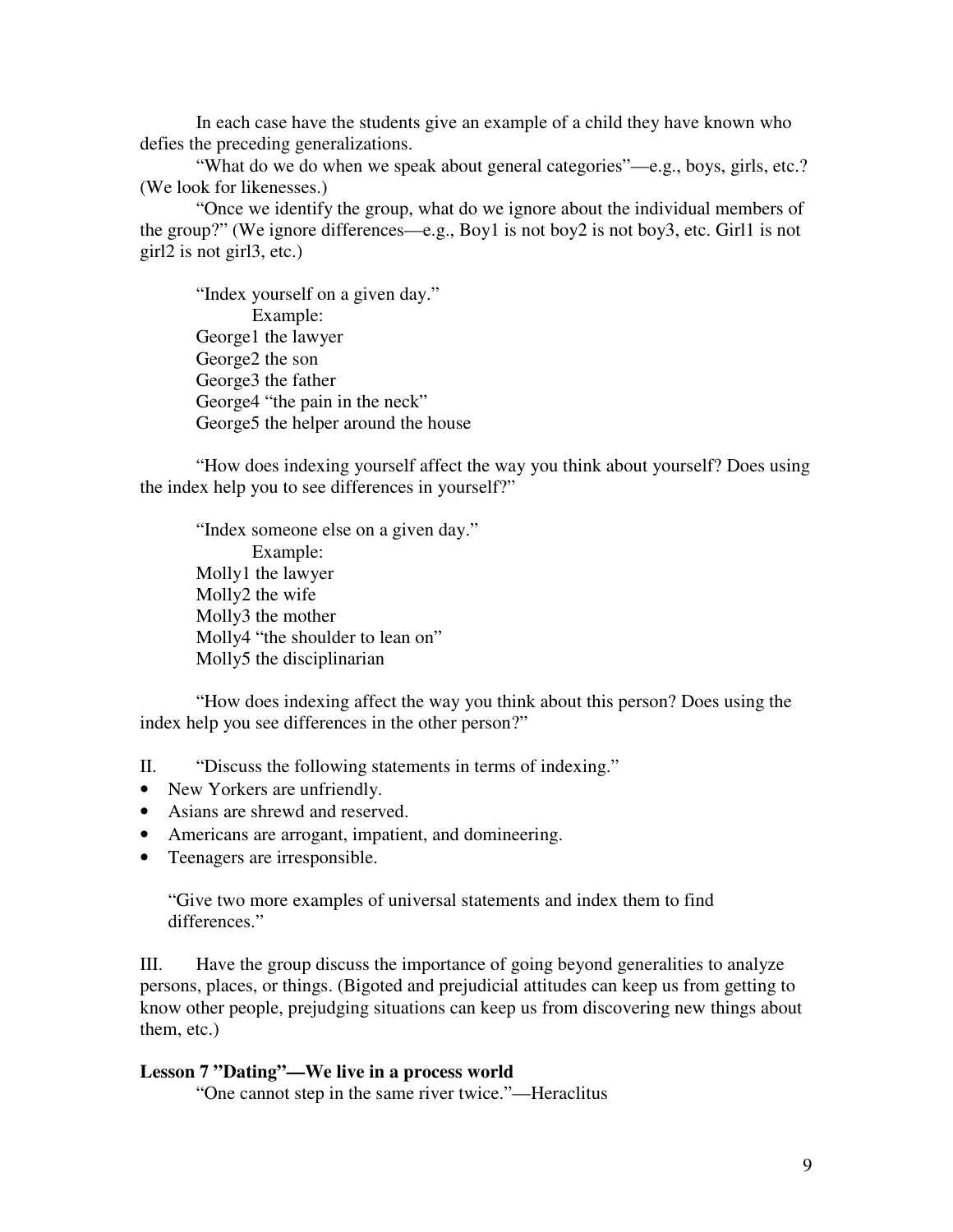In each case have the students give an example of a child they have known who defies the preceding generalizations.

"What do we do when we speak about general categories"—e.g., boys, girls, etc.? (We look for likenesses.)

"Once we identify the group, what do we ignore about the individual members of the group?" (We ignore differences—e.g., Boy1 is not boy2 is not boy3, etc. Girl1 is not girl2 is not girl3, etc.)

"Index yourself on a given day."

Example:

George1 the lawyer
George2 the son
George3 the father
George4 "the pain in the neck"
George5 the helper around the house

"How does indexing yourself affect the way you think about yourself? Does using the index help you to see differences in yourself?"

"Index someone else on a given day."

Example:

Molly1 the lawyer
Molly2 the wife
Molly3 the mother
Molly4 "the shoulder to lean on"
Molly5 the disciplinarian

"How does indexing affect the way you think about this person? Does using the index help you see differences in the other person?"

II. "Discuss the following statements in terms of indexing."

- New Yorkers are unfriendly.
- Asians are shrewd and reserved.
- Americans are arrogant, impatient, and domineering.
- Teenagers are irresponsible.

"Give two more examples of universal statements and index them to find differences."

III. Have the group discuss the importance of going beyond generalities to analyze persons, places, or things. (Bigoted and prejudicial attitudes can keep us from getting to know other people, prejudging situations can keep us from discovering new things about them, etc.)

**Lesson 7 "Dating"—We live in a process world**

"One cannot step in the same river twice."—Heraclitus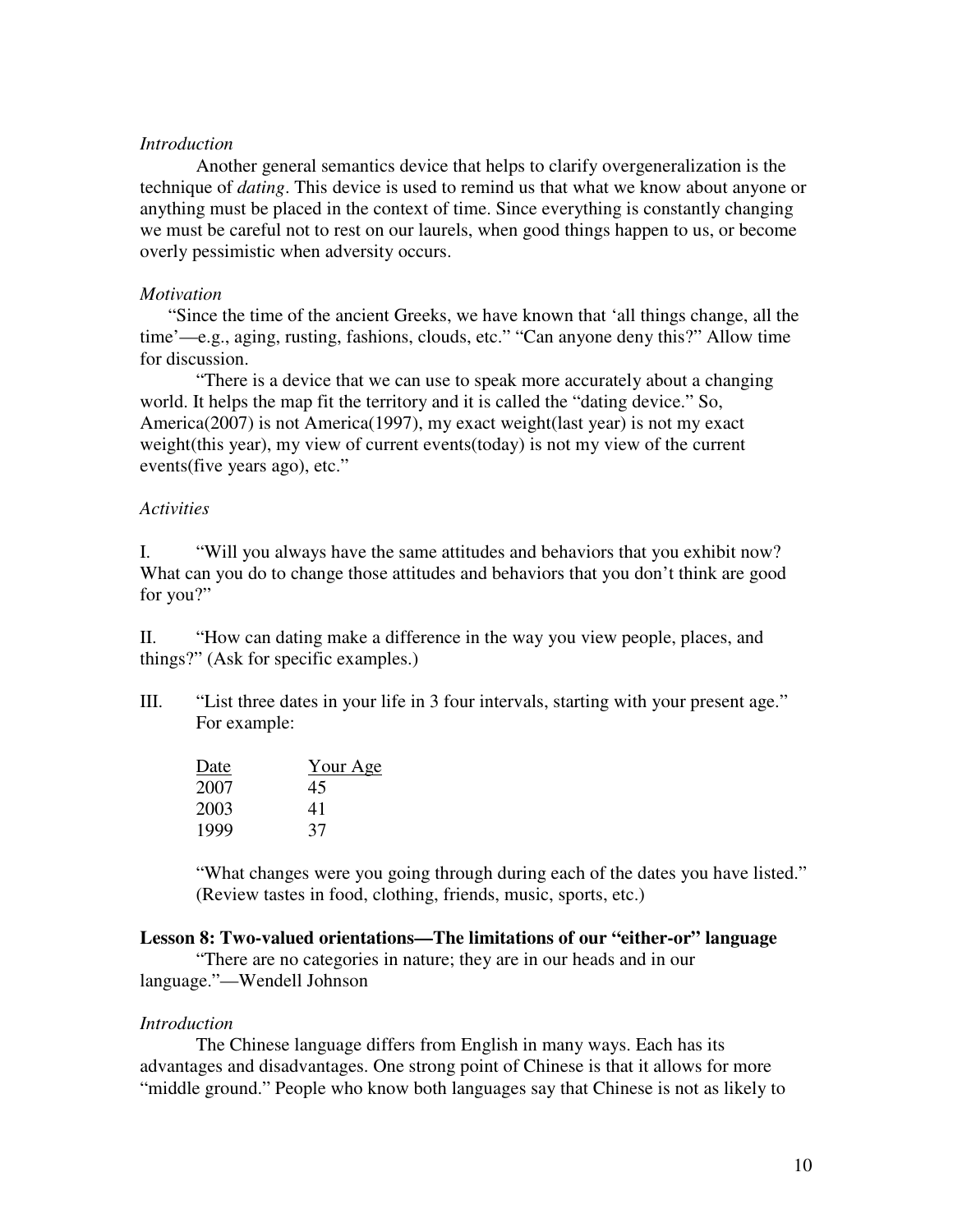*Introduction*

Another general semantics device that helps to clarify overgeneralization is the technique of *dating*. This device is used to remind us that what we know about anyone or anything must be placed in the context of time. Since everything is constantly changing we must be careful not to rest on our laurels, when good things happen to us, or become overly pessimistic when adversity occurs.

*Motivation*

"Since the time of the ancient Greeks, we have known that 'all things change, all the time'—e.g., aging, rusting, fashions, clouds, etc." "Can anyone deny this?" Allow time for discussion.

"There is a device that we can use to speak more accurately about a changing world. It helps the map fit the territory and it is called the "dating device." So, America(2007) is not America(1997), my exact weight(last year) is not my exact weight(this year), my view of current events(today) is not my view of the current events(five years ago), etc."

*Activities*

I. "Will you always have the same attitudes and behaviors that you exhibit now? What can you do to change those attitudes and behaviors that you don't think are good for you?"

II. "How can dating make a difference in the way you view people, places, and things?" (Ask for specific examples.)

III. "List three dates in your life in 3 four intervals, starting with your present age." For example:

| Date | Your Age |
|---|---|
| 2007 | 45 |
| 2003 | 41 |
| 1999 | 37 |

"What changes were you going through during each of the dates you have listed." (Review tastes in food, clothing, friends, music, sports, etc.)

**Lesson 8: Two-valued orientations—The limitations of our "either-or" language**

"There are no categories in nature; they are in our heads and in our language."—Wendell Johnson

*Introduction*

The Chinese language differs from English in many ways. Each has its advantages and disadvantages. One strong point of Chinese is that it allows for more "middle ground." People who know both languages say that Chinese is not as likely to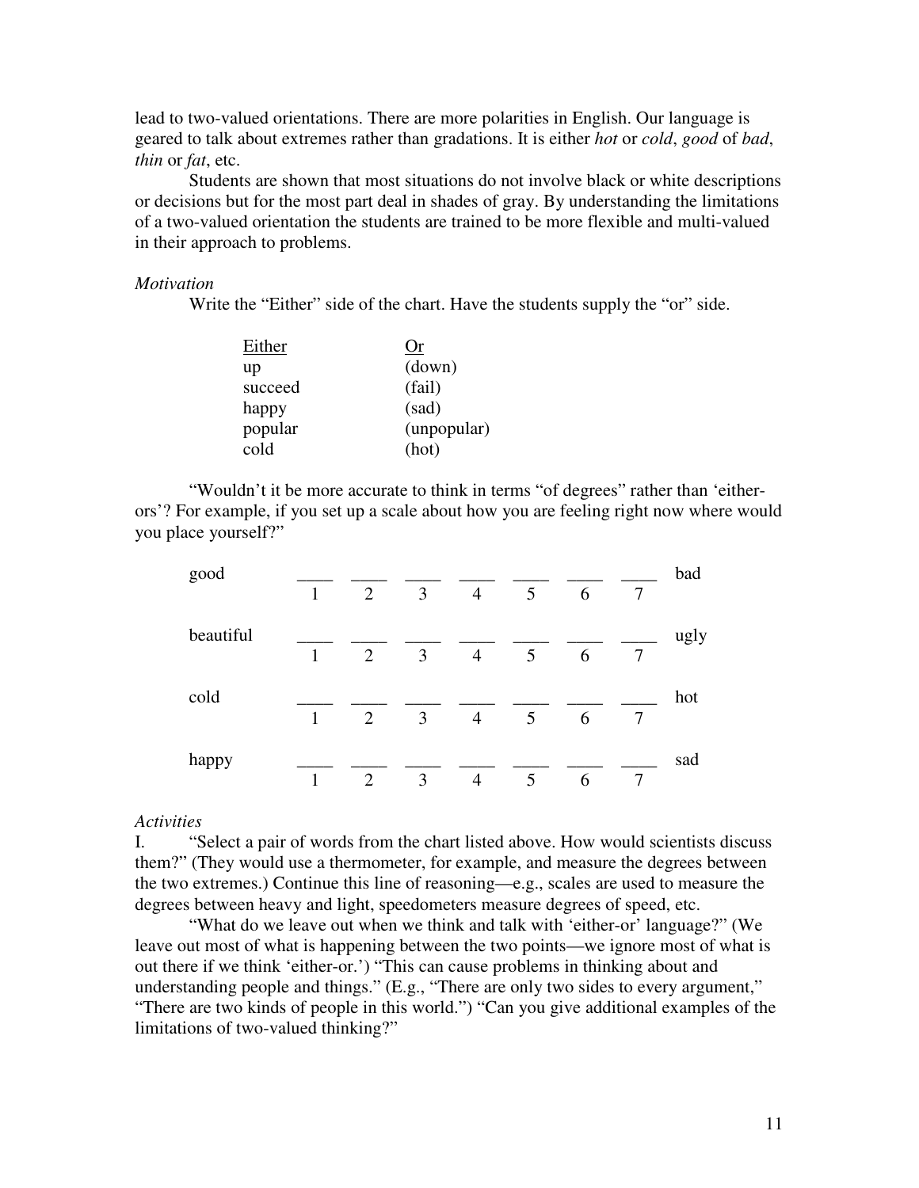lead to two-valued orientations. There are more polarities in English. Our language is geared to talk about extremes rather than gradations. It is either *hot* or *cold*, *good* of *bad*, *thin* or *fat*, etc.

Students are shown that most situations do not involve black or white descriptions or decisions but for the most part deal in shades of gray. By understanding the limitations of a two-valued orientation the students are trained to be more flexible and multi-valued in their approach to problems.

*Motivation*

Write the "Either" side of the chart. Have the students supply the "or" side.

| Either | Or |
|---|---|
| up | (down) |
| succeed | (fail) |
| happy | (sad) |
| popular | (unpopular) |
| cold | (hot) |

"Wouldn't it be more accurate to think in terms "of degrees" rather than 'either-ors'? For example, if you set up a scale about how you are feeling right now where would you place yourself?"

| | | | | | | | | |
|---|---|---|---|---|---|---|---|---|
| good | 1 | 2 | 3 | 4 | 5 | 6 | 7 | bad |
| beautiful | 1 | 2 | 3 | 4 | 5 | 6 | 7 | ugly |
| cold | 1 | 2 | 3 | 4 | 5 | 6 | 7 | hot |
| happy | 1 | 2 | 3 | 4 | 5 | 6 | 7 | sad |

*Activities*

I. "Select a pair of words from the chart listed above. How would scientists discuss them?" (They would use a thermometer, for example, and measure the degrees between the two extremes.) Continue this line of reasoning—e.g., scales are used to measure the degrees between heavy and light, speedometers measure degrees of speed, etc.

"What do we leave out when we think and talk with 'either-or' language?" (We leave out most of what is happening between the two points—we ignore most of what is out there if we think 'either-or.') "This can cause problems in thinking about and understanding people and things." (E.g., "There are only two sides to every argument," "There are two kinds of people in this world.") "Can you give additional examples of the limitations of two-valued thinking?"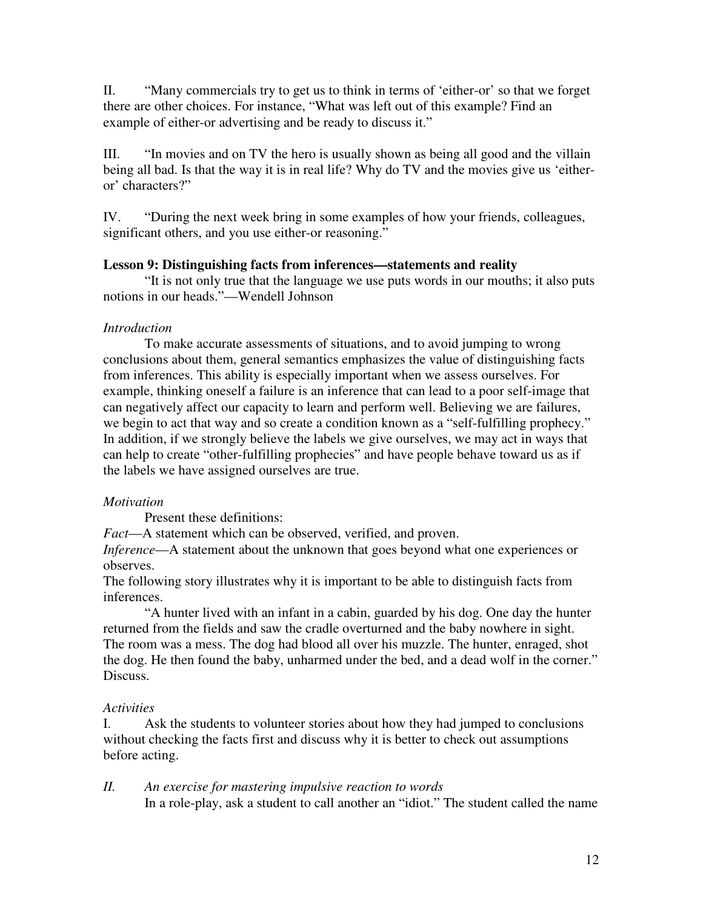II. "Many commercials try to get us to think in terms of 'either-or' so that we forget there are other choices. For instance, "What was left out of this example? Find an example of either-or advertising and be ready to discuss it."

III. "In movies and on TV the hero is usually shown as being all good and the villain being all bad. Is that the way it is in real life? Why do TV and the movies give us 'either-or' characters?"

IV. "During the next week bring in some examples of how your friends, colleagues, significant others, and you use either-or reasoning."

**Lesson 9: Distinguishing facts from inferences—statements and reality**

"It is not only true that the language we use puts words in our mouths; it also puts notions in our heads."—Wendell Johnson

*Introduction*

To make accurate assessments of situations, and to avoid jumping to wrong conclusions about them, general semantics emphasizes the value of distinguishing facts from inferences. This ability is especially important when we assess ourselves. For example, thinking oneself a failure is an inference that can lead to a poor self-image that can negatively affect our capacity to learn and perform well. Believing we are failures, we begin to act that way and so create a condition known as a "self-fulfilling prophecy." In addition, if we strongly believe the labels we give ourselves, we may act in ways that can help to create "other-fulfilling prophecies" and have people behave toward us as if the labels we have assigned ourselves are true.

*Motivation*

Present these definitions:

*Fact*—A statement which can be observed, verified, and proven.

*Inference*—A statement about the unknown that goes beyond what one experiences or observes.

The following story illustrates why it is important to be able to distinguish facts from inferences.

"A hunter lived with an infant in a cabin, guarded by his dog. One day the hunter returned from the fields and saw the cradle overturned and the baby nowhere in sight. The room was a mess. The dog had blood all over his muzzle. The hunter, enraged, shot the dog. He then found the baby, unharmed under the bed, and a dead wolf in the corner." Discuss.

*Activities*

I. Ask the students to volunteer stories about how they had jumped to conclusions without checking the facts first and discuss why it is better to check out assumptions before acting.

*II. An exercise for mastering impulsive reaction to words*

In a role-play, ask a student to call another an "idiot." The student called the name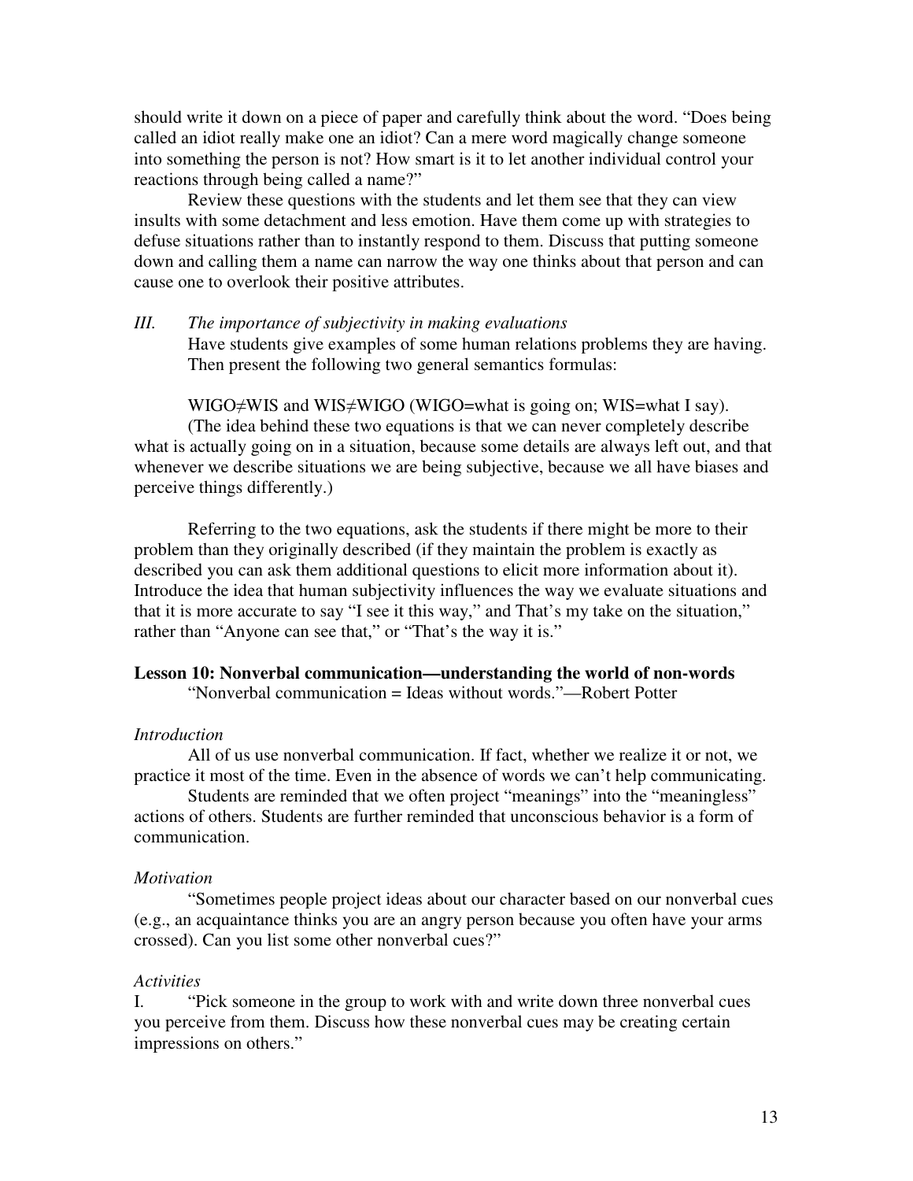should write it down on a piece of paper and carefully think about the word. "Does being called an idiot really make one an idiot? Can a mere word magically change someone into something the person is not? How smart is it to let another individual control your reactions through being called a name?"

Review these questions with the students and let them see that they can view insults with some detachment and less emotion. Have them come up with strategies to defuse situations rather than to instantly respond to them. Discuss that putting someone down and calling them a name can narrow the way one thinks about that person and can cause one to overlook their positive attributes.

*III. The importance of subjectivity in making evaluations*

Have students give examples of some human relations problems they are having. Then present the following two general semantics formulas:

WIGO≠WIS and WIS≠WIGO (WIGO=what is going on; WIS=what I say).

(The idea behind these two equations is that we can never completely describe what is actually going on in a situation, because some details are always left out, and that whenever we describe situations we are being subjective, because we all have biases and perceive things differently.)

Referring to the two equations, ask the students if there might be more to their problem than they originally described (if they maintain the problem is exactly as described you can ask them additional questions to elicit more information about it). Introduce the idea that human subjectivity influences the way we evaluate situations and that it is more accurate to say "I see it this way," and That's my take on the situation," rather than "Anyone can see that," or "That's the way it is."

### Lesson 10: Nonverbal communication—understanding the world of non-words

"Nonverbal communication = Ideas without words."—Robert Potter

*Introduction*

All of us use nonverbal communication. If fact, whether we realize it or not, we practice it most of the time. Even in the absence of words we can't help communicating.

Students are reminded that we often project "meanings" into the "meaningless" actions of others. Students are further reminded that unconscious behavior is a form of communication.

*Motivation*

"Sometimes people project ideas about our character based on our nonverbal cues (e.g., an acquaintance thinks you are an angry person because you often have your arms crossed). Can you list some other nonverbal cues?"

*Activities*

I. "Pick someone in the group to work with and write down three nonverbal cues you perceive from them. Discuss how these nonverbal cues may be creating certain impressions on others."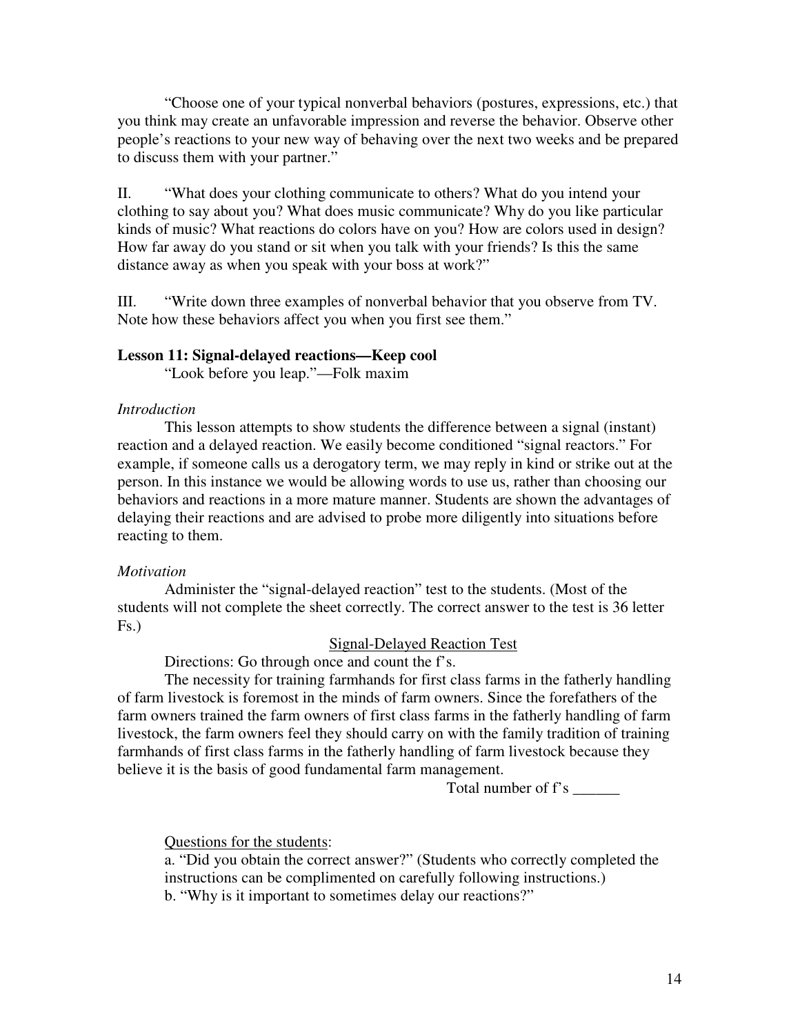"Choose one of your typical nonverbal behaviors (postures, expressions, etc.) that you think may create an unfavorable impression and reverse the behavior. Observe other people's reactions to your new way of behaving over the next two weeks and be prepared to discuss them with your partner."

II. "What does your clothing communicate to others? What do you intend your clothing to say about you? What does music communicate? Why do you like particular kinds of music? What reactions do colors have on you? How are colors used in design? How far away do you stand or sit when you talk with your friends? Is this the same distance away as when you speak with your boss at work?"

III. "Write down three examples of nonverbal behavior that you observe from TV. Note how these behaviors affect you when you first see them."

### Lesson 11: Signal-delayed reactions—Keep cool

"Look before you leap."—Folk maxim

*Introduction*

This lesson attempts to show students the difference between a signal (instant) reaction and a delayed reaction. We easily become conditioned "signal reactors." For example, if someone calls us a derogatory term, we may reply in kind or strike out at the person. In this instance we would be allowing words to use us, rather than choosing our behaviors and reactions in a more mature manner. Students are shown the advantages of delaying their reactions and are advised to probe more diligently into situations before reacting to them.

*Motivation*

Administer the "signal-delayed reaction" test to the students. (Most of the students will not complete the sheet correctly. The correct answer to the test is 36 letter Fs.)

Signal-Delayed Reaction Test

Directions: Go through once and count the f's.

The necessity for training farmhands for first class farms in the fatherly handling of farm livestock is foremost in the minds of farm owners. Since the forefathers of the farm owners trained the farm owners of first class farms in the fatherly handling of farm livestock, the farm owners feel they should carry on with the family tradition of training farmhands of first class farms in the fatherly handling of farm livestock because they believe it is the basis of good fundamental farm management.

Total number of f's ______

Questions for the students:

a. "Did you obtain the correct answer?" (Students who correctly completed the instructions can be complimented on carefully following instructions.)
b. "Why is it important to sometimes delay our reactions?"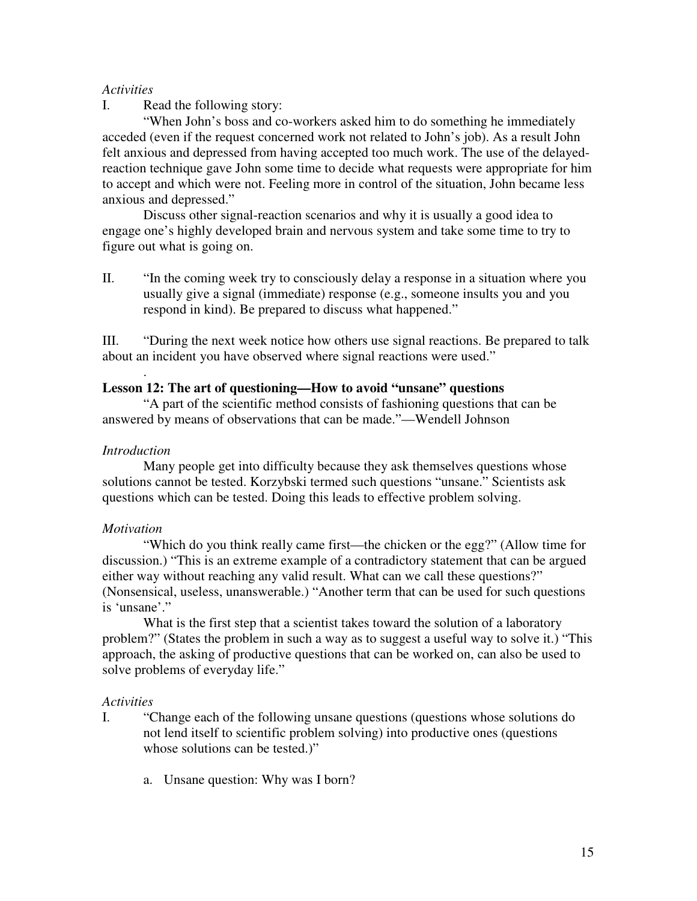*Activities*

I. Read the following story:

"When John's boss and co-workers asked him to do something he immediately acceded (even if the request concerned work not related to John's job). As a result John felt anxious and depressed from having accepted too much work. The use of the delayed-reaction technique gave John some time to decide what requests were appropriate for him to accept and which were not. Feeling more in control of the situation, John became less anxious and depressed."

Discuss other signal-reaction scenarios and why it is usually a good idea to engage one's highly developed brain and nervous system and take some time to try to figure out what is going on.

II. "In the coming week try to consciously delay a response in a situation where you usually give a signal (immediate) response (e.g., someone insults you and you respond in kind). Be prepared to discuss what happened."

III. "During the next week notice how others use signal reactions. Be prepared to talk about an incident you have observed where signal reactions were used."

.

**Lesson 12: The art of questioning—How to avoid "unsane" questions**

"A part of the scientific method consists of fashioning questions that can be answered by means of observations that can be made."—Wendell Johnson

*Introduction*

Many people get into difficulty because they ask themselves questions whose solutions cannot be tested. Korzybski termed such questions "unsane." Scientists ask questions which can be tested. Doing this leads to effective problem solving.

*Motivation*

"Which do you think really came first—the chicken or the egg?" (Allow time for discussion.) "This is an extreme example of a contradictory statement that can be argued either way without reaching any valid result. What can we call these questions?" (Nonsensical, useless, unanswerable.) "Another term that can be used for such questions is 'unsane'."

What is the first step that a scientist takes toward the solution of a laboratory problem?" (States the problem in such a way as to suggest a useful way to solve it.) "This approach, the asking of productive questions that can be worked on, can also be used to solve problems of everyday life."

*Activities*

I. "Change each of the following unsane questions (questions whose solutions do not lend itself to scientific problem solving) into productive ones (questions whose solutions can be tested.)"

   a. Unsane question: Why was I born?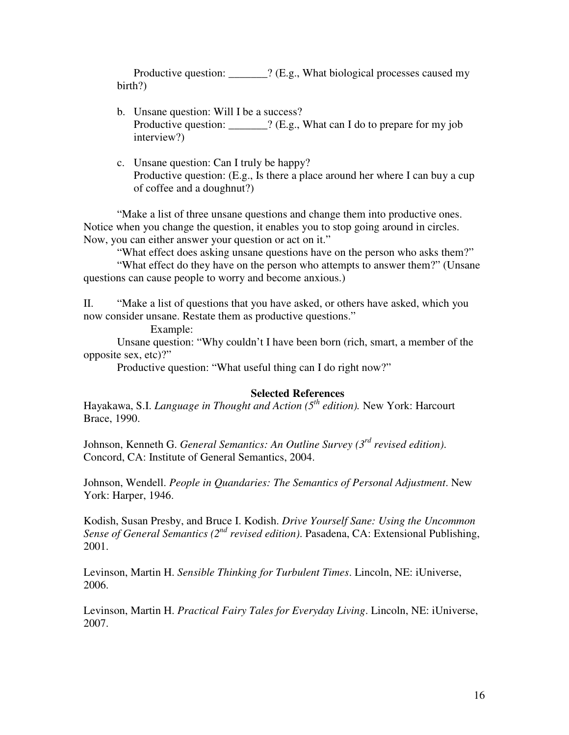Productive question: _______? (E.g., What biological processes caused my birth?)

b. Unsane question: Will I be a success?
   Productive question: _______? (E.g., What can I do to prepare for my job interview?)

c. Unsane question: Can I truly be happy?
   Productive question: (E.g., Is there a place around her where I can buy a cup of coffee and a doughnut?)

"Make a list of three unsane questions and change them into productive ones. Notice when you change the question, it enables you to stop going around in circles. Now, you can either answer your question or act on it."

"What effect does asking unsane questions have on the person who asks them?"

"What effect do they have on the person who attempts to answer them?" (Unsane questions can cause people to worry and become anxious.)

II. "Make a list of questions that you have asked, or others have asked, which you now consider unsane. Restate them as productive questions."

Example:

Unsane question: "Why couldn't I have been born (rich, smart, a member of the opposite sex, etc)?"

Productive question: "What useful thing can I do right now?"

**Selected References**

Hayakawa, S.I. *Language in Thought and Action (5th edition).* New York: Harcourt Brace, 1990.

Johnson, Kenneth G. *General Semantics: An Outline Survey (3rd revised edition).* Concord, CA: Institute of General Semantics, 2004.

Johnson, Wendell. *People in Quandaries: The Semantics of Personal Adjustment*. New York: Harper, 1946.

Kodish, Susan Presby, and Bruce I. Kodish. *Drive Yourself Sane: Using the Uncommon Sense of General Semantics (2nd revised edition)*. Pasadena, CA: Extensional Publishing, 2001.

Levinson, Martin H. *Sensible Thinking for Turbulent Times*. Lincoln, NE: iUniverse, 2006.

Levinson, Martin H. *Practical Fairy Tales for Everyday Living*. Lincoln, NE: iUniverse, 2007.